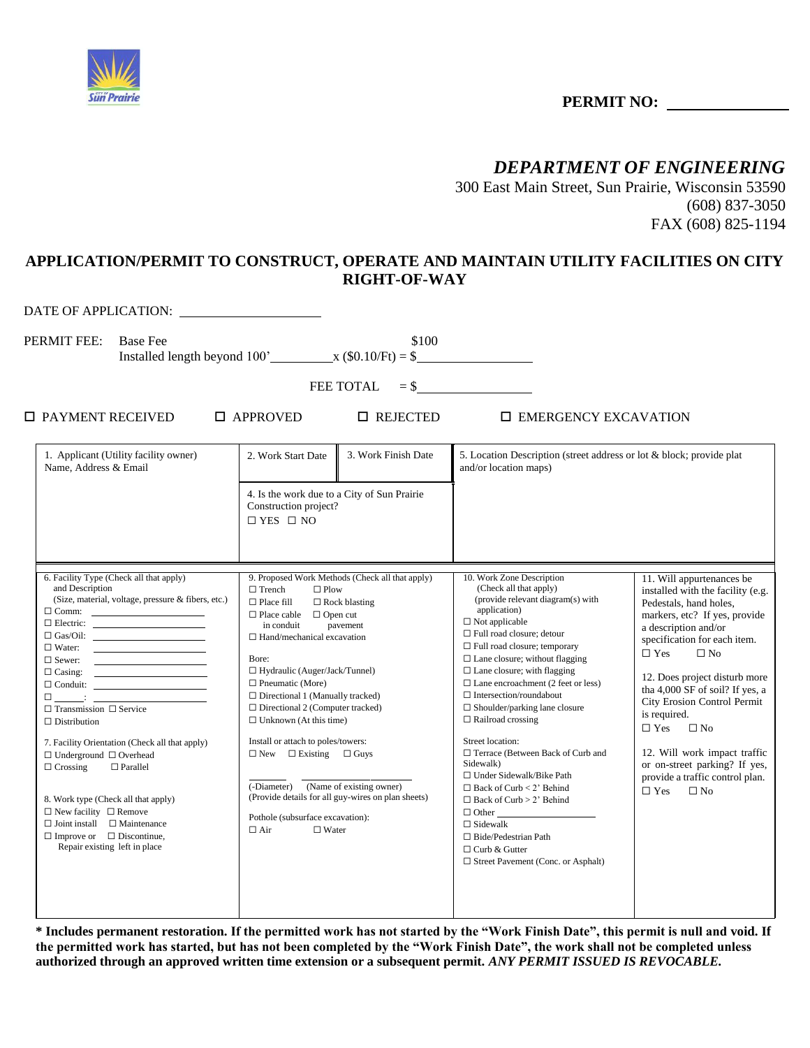**PERMIT NO:** ______________

## *DEPARTMENT OF ENGINEERING*

300 East Main Street, Sun Prairie, Wisconsin 53590
(608) 837-3050
FAX (608) 825-1194

## APPLICATION/PERMIT TO CONSTRUCT, OPERATE AND MAINTAIN UTILITY FACILITIES ON CITY RIGHT-OF-WAY

DATE OF APPLICATION: ______________

PERMIT FEE: Base Fee $100
Installed length beyond 100' ________ x ($0.10/Ft) = $____________

FEE TOTAL = $____________

☐ PAYMENT RECEIVED ☐ APPROVED ☐ REJECTED ☐ EMERGENCY EXCAVATION

| 1. Applicant (Utility facility owner) Name, Address & Email | 2. Work Start Date | 3. Work Finish Date | 5. Location Description (street address or lot & block; provide plat and/or location maps) |
|---|---|---|---|
| | 4. Is the work due to a City of Sun Prairie Construction project? ☐ YES ☐ NO | | |

| 6. Facility Type (Check all that apply) and Description (Size, material, voltage, pressure & fibers, etc.) | 9. Proposed Work Methods (Check all that apply) | 10. Work Zone Description (Check all that apply) (provide relevant diagram(s) with application) | 11. Will appurtenances be installed with the facility (e.g. Pedestals, hand holes, markers, etc? If yes, provide a description and/or specification for each item. |
|---|---|---|---|
| ☐ Comm: ______<br>☐ Electric: ______<br>☐ Gas/Oil: ______<br>☐ Water: ______<br>☐ Sewer: ______<br>☐ Casing: ______<br>☐ Conduit: ______<br>☐ ______: ______<br>☐ Transmission ☐ Service<br>☐ Distribution<br><br>7. Facility Orientation (Check all that apply)<br>☐ Underground ☐ Overhead<br>☐ Crossing ☐ Parallel<br><br>8. Work type (Check all that apply)<br>☐ New facility ☐ Remove<br>☐ Joint install ☐ Maintenance<br>☐ Improve or Repair existing ☐ Discontinue, left in place | ☐ Trench ☐ Plow<br>☐ Place fill ☐ Rock blasting<br>☐ Place cable in conduit ☐ Open cut pavement<br>☐ Hand/mechanical excavation<br><br>Bore:<br>☐ Hydraulic (Auger/Jack/Tunnel)<br>☐ Pneumatic (More)<br>☐ Directional 1 (Manually tracked)<br>☐ Directional 2 (Computer tracked)<br>☐ Unknown (At this time)<br><br>Install or attach to poles/towers:<br>☐ New ☐ Existing ☐ Guys<br><br>______ (-Diameter) ______ (Name of existing owner)<br>(Provide details for all guy-wires on plan sheets)<br><br>Pothole (subsurface excavation):<br>☐ Air ☐ Water | ☐ Not applicable<br>☐ Full road closure; detour<br>☐ Full road closure; temporary<br>☐ Lane closure; without flagging<br>☐ Lane closure; with flagging<br>☐ Lane encroachment (2 feet or less)<br>☐ Intersection/roundabout<br>☐ Shoulder/parking lane closure<br>☐ Railroad crossing<br><br>Street location:<br>☐ Terrace (Between Back of Curb and Sidewalk)<br>☐ Under Sidewalk/Bike Path<br>☐ Back of Curb < 2' Behind<br>☐ Back of Curb > 2' Behind<br>☐ Other ______<br>☐ Sidewalk<br>☐ Bide/Pedestrian Path<br>☐ Curb & Gutter<br>☐ Street Pavement (Conc. or Asphalt) | ☐ Yes ☐ No<br><br>12. Does project disturb more tha 4,000 SF of soil? If yes, a City Erosion Control Permit is required.<br>☐ Yes ☐ No<br><br>12. Will work impact traffic or on-street parking? If yes, provide a traffic control plan.<br>☐ Yes ☐ No |

**\* Includes permanent restoration. If the permitted work has not started by the "Work Finish Date", this permit is null and void. If the permitted work has started, but has not been completed by the "Work Finish Date", the work shall not be completed unless authorized through an approved written time extension or a subsequent permit. *ANY PERMIT ISSUED IS REVOCABLE.***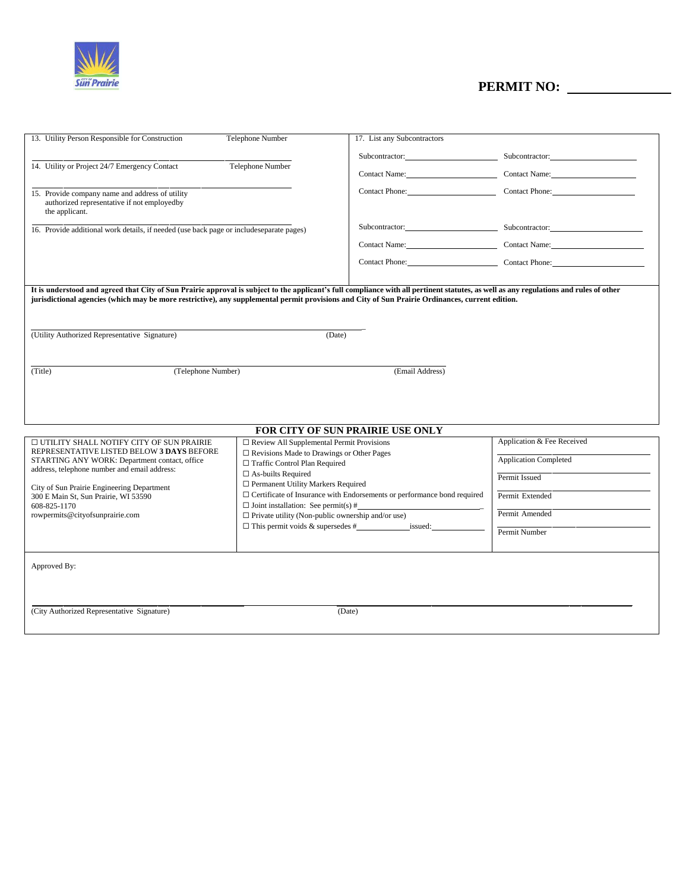**PERMIT NO:** ______________

| | |
|---|---|
| 13. Utility Person Responsible for Construction &nbsp;&nbsp;&nbsp;&nbsp; Telephone Number<br><br>14. Utility or Project 24/7 Emergency Contact &nbsp;&nbsp;&nbsp;&nbsp; Telephone Number<br><br>15. Provide company name and address of utility authorized representative if not employedby the applicant.<br><br>16. Provide additional work details, if needed (use back page or includeseparate pages) | 17. List any Subcontractors<br><br>Subcontractor:______________ Subcontractor:______________<br>Contact Name:______________ Contact Name:______________<br>Contact Phone:______________ Contact Phone:______________<br><br>Subcontractor:______________ Subcontractor:______________<br>Contact Name:______________ Contact Name:______________<br>Contact Phone:______________ Contact Phone:______________ |

**It is understood and agreed that City of Sun Prairie approval is subject to the applicant's full compliance with all pertinent statutes, as well as any regulations and rules of other jurisdictional agencies (which may be more restrictive), any supplemental permit provisions and City of Sun Prairie Ordinances, current edition.**

______________________________________________ ______________
(Utility Authorized Representative Signature) (Date)

______________________________________________ ______________
(Title) (Telephone Number) (Email Address)

## FOR CITY OF SUN PRAIRIE USE ONLY

| | | |
|---|---|---|
| ☐ UTILITY SHALL NOTIFY CITY OF SUN PRAIRIE REPRESENTATIVE LISTED BELOW **3 DAYS** BEFORE STARTING ANY WORK: Department contact, office address, telephone number and email address:<br><br>City of Sun Prairie Engineering Department<br>300 E Main St, Sun Prairie, WI 53590<br>608-825-1170<br>rowpermits@cityofsunprairie.com | ☐ Review All Supplemental Permit Provisions<br>☐ Revisions Made to Drawings or Other Pages<br>☐ Traffic Control Plan Required<br>☐ As-builts Required<br>☐ Permanent Utility Markers Required<br>☐ Certificate of Insurance with Endorsements or performance bond required<br>☐ Joint installation: See permit(s) #______________<br>☐ Private utility (Non-public ownership and/or use)<br>☐ This permit voids & supersedes #__________ issued:__________ | Application & Fee Received ______________<br>Application Completed ______________<br>Permit Issued ______________<br>Permit Extended ______________<br>Permit Amended ______________<br>Permit Number |

Approved By:

______________________________________________ ______________
(City Authorized Representative Signature) (Date)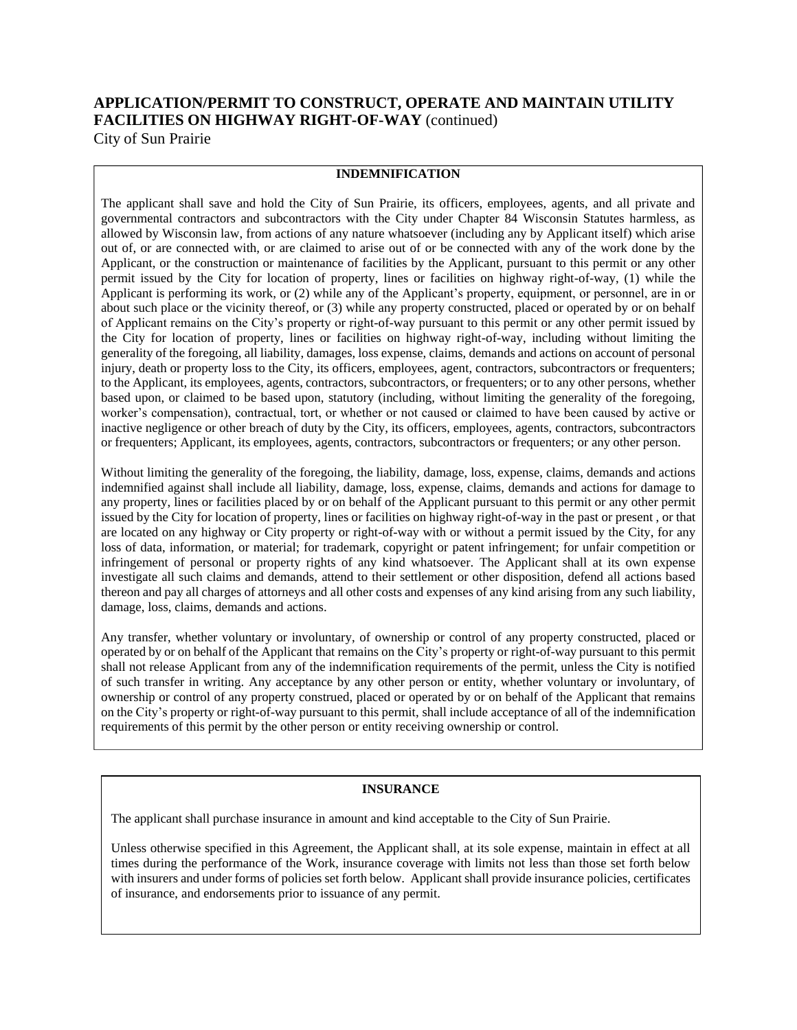# APPLICATION/PERMIT TO CONSTRUCT, OPERATE AND MAINTAIN UTILITY FACILITIES ON HIGHWAY RIGHT-OF-WAY (continued)

City of Sun Prairie

## INDEMNIFICATION

The applicant shall save and hold the City of Sun Prairie, its officers, employees, agents, and all private and governmental contractors and subcontractors with the City under Chapter 84 Wisconsin Statutes harmless, as allowed by Wisconsin law, from actions of any nature whatsoever (including any by Applicant itself) which arise out of, or are connected with, or are claimed to arise out of or be connected with any of the work done by the Applicant, or the construction or maintenance of facilities by the Applicant, pursuant to this permit or any other permit issued by the City for location of property, lines or facilities on highway right-of-way, (1) while the Applicant is performing its work, or (2) while any of the Applicant's property, equipment, or personnel, are in or about such place or the vicinity thereof, or (3) while any property constructed, placed or operated by or on behalf of Applicant remains on the City's property or right-of-way pursuant to this permit or any other permit issued by the City for location of property, lines or facilities on highway right-of-way, including without limiting the generality of the foregoing, all liability, damages, loss expense, claims, demands and actions on account of personal injury, death or property loss to the City, its officers, employees, agent, contractors, subcontractors or frequenters; to the Applicant, its employees, agents, contractors, subcontractors, or frequenters; or to any other persons, whether based upon, or claimed to be based upon, statutory (including, without limiting the generality of the foregoing, worker's compensation), contractual, tort, or whether or not caused or claimed to have been caused by active or inactive negligence or other breach of duty by the City, its officers, employees, agents, contractors, subcontractors or frequenters; Applicant, its employees, agents, contractors, subcontractors or frequenters; or any other person.

Without limiting the generality of the foregoing, the liability, damage, loss, expense, claims, demands and actions indemnified against shall include all liability, damage, loss, expense, claims, demands and actions for damage to any property, lines or facilities placed by or on behalf of the Applicant pursuant to this permit or any other permit issued by the City for location of property, lines or facilities on highway right-of-way in the past or present , or that are located on any highway or City property or right-of-way with or without a permit issued by the City, for any loss of data, information, or material; for trademark, copyright or patent infringement; for unfair competition or infringement of personal or property rights of any kind whatsoever. The Applicant shall at its own expense investigate all such claims and demands, attend to their settlement or other disposition, defend all actions based thereon and pay all charges of attorneys and all other costs and expenses of any kind arising from any such liability, damage, loss, claims, demands and actions.

Any transfer, whether voluntary or involuntary, of ownership or control of any property constructed, placed or operated by or on behalf of the Applicant that remains on the City's property or right-of-way pursuant to this permit shall not release Applicant from any of the indemnification requirements of the permit, unless the City is notified of such transfer in writing. Any acceptance by any other person or entity, whether voluntary or involuntary, of ownership or control of any property construed, placed or operated by or on behalf of the Applicant that remains on the City's property or right-of-way pursuant to this permit, shall include acceptance of all of the indemnification requirements of this permit by the other person or entity receiving ownership or control.

## INSURANCE

The applicant shall purchase insurance in amount and kind acceptable to the City of Sun Prairie.

Unless otherwise specified in this Agreement, the Applicant shall, at its sole expense, maintain in effect at all times during the performance of the Work, insurance coverage with limits not less than those set forth below with insurers and under forms of policies set forth below. Applicant shall provide insurance policies, certificates of insurance, and endorsements prior to issuance of any permit.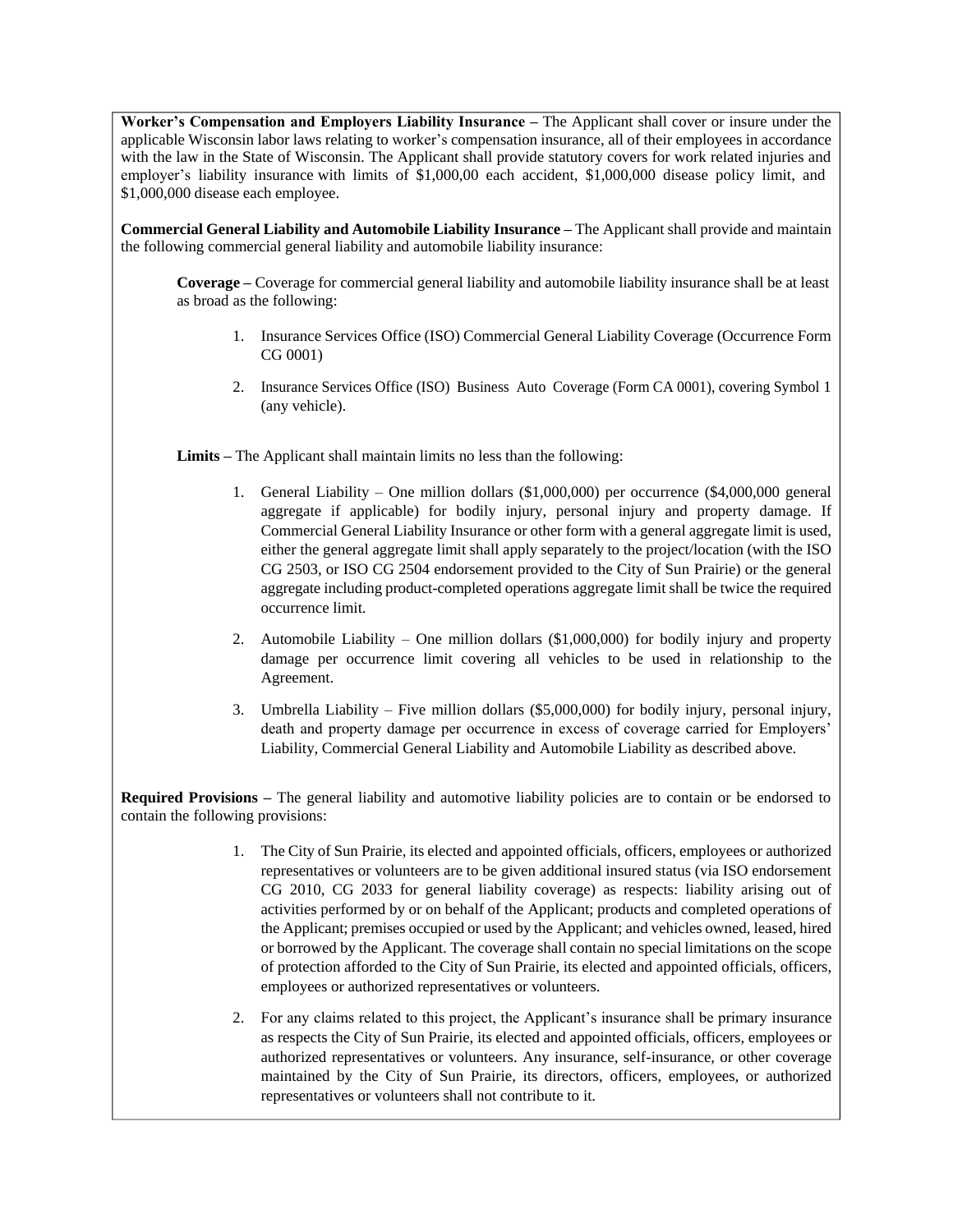**Worker's Compensation and Employers Liability Insurance –** The Applicant shall cover or insure under the applicable Wisconsin labor laws relating to worker's compensation insurance, all of their employees in accordance with the law in the State of Wisconsin. The Applicant shall provide statutory covers for work related injuries and employer's liability insurance with limits of $1,000,00 each accident, $1,000,000 disease policy limit, and $1,000,000 disease each employee.

**Commercial General Liability and Automobile Liability Insurance –** The Applicant shall provide and maintain the following commercial general liability and automobile liability insurance:

**Coverage –** Coverage for commercial general liability and automobile liability insurance shall be at least as broad as the following:

1. Insurance Services Office (ISO) Commercial General Liability Coverage (Occurrence Form CG 0001)
2. Insurance Services Office (ISO) Business Auto Coverage (Form CA 0001), covering Symbol 1 (any vehicle).

**Limits –** The Applicant shall maintain limits no less than the following:

1. General Liability – One million dollars ($1,000,000) per occurrence ($4,000,000 general aggregate if applicable) for bodily injury, personal injury and property damage. If Commercial General Liability Insurance or other form with a general aggregate limit is used, either the general aggregate limit shall apply separately to the project/location (with the ISO CG 2503, or ISO CG 2504 endorsement provided to the City of Sun Prairie) or the general aggregate including product-completed operations aggregate limit shall be twice the required occurrence limit.
2. Automobile Liability – One million dollars ($1,000,000) for bodily injury and property damage per occurrence limit covering all vehicles to be used in relationship to the Agreement.
3. Umbrella Liability – Five million dollars ($5,000,000) for bodily injury, personal injury, death and property damage per occurrence in excess of coverage carried for Employers' Liability, Commercial General Liability and Automobile Liability as described above.

**Required Provisions –** The general liability and automotive liability policies are to contain or be endorsed to contain the following provisions:

1. The City of Sun Prairie, its elected and appointed officials, officers, employees or authorized representatives or volunteers are to be given additional insured status (via ISO endorsement CG 2010, CG 2033 for general liability coverage) as respects: liability arising out of activities performed by or on behalf of the Applicant; products and completed operations of the Applicant; premises occupied or used by the Applicant; and vehicles owned, leased, hired or borrowed by the Applicant. The coverage shall contain no special limitations on the scope of protection afforded to the City of Sun Prairie, its elected and appointed officials, officers, employees or authorized representatives or volunteers.
2. For any claims related to this project, the Applicant's insurance shall be primary insurance as respects the City of Sun Prairie, its elected and appointed officials, officers, employees or authorized representatives or volunteers. Any insurance, self-insurance, or other coverage maintained by the City of Sun Prairie, its directors, officers, employees, or authorized representatives or volunteers shall not contribute to it.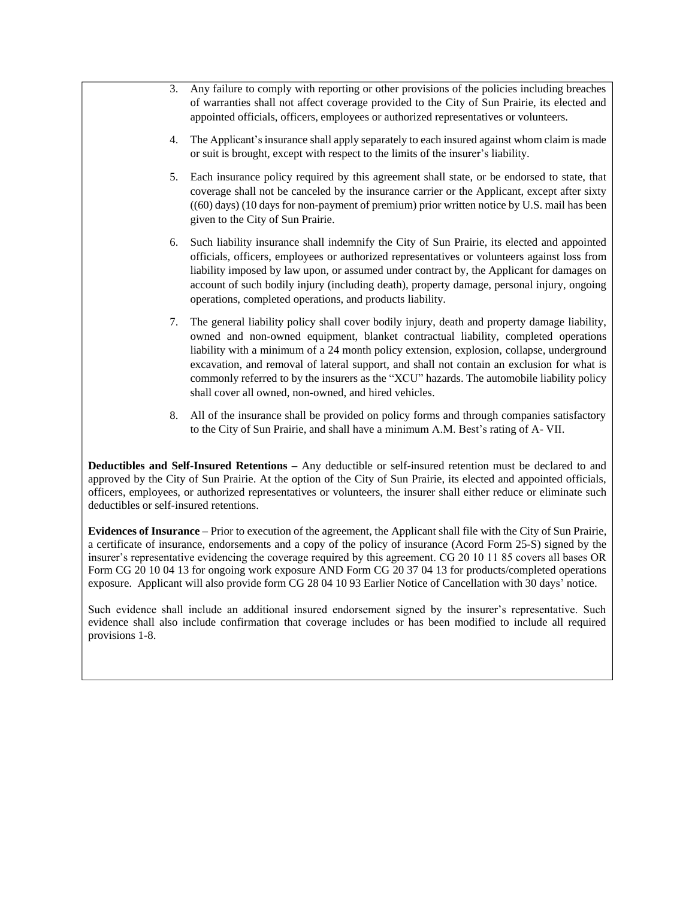3. Any failure to comply with reporting or other provisions of the policies including breaches of warranties shall not affect coverage provided to the City of Sun Prairie, its elected and appointed officials, officers, employees or authorized representatives or volunteers.

4. The Applicant's insurance shall apply separately to each insured against whom claim is made or suit is brought, except with respect to the limits of the insurer's liability.

5. Each insurance policy required by this agreement shall state, or be endorsed to state, that coverage shall not be canceled by the insurance carrier or the Applicant, except after sixty ((60) days) (10 days for non-payment of premium) prior written notice by U.S. mail has been given to the City of Sun Prairie.

6. Such liability insurance shall indemnify the City of Sun Prairie, its elected and appointed officials, officers, employees or authorized representatives or volunteers against loss from liability imposed by law upon, or assumed under contract by, the Applicant for damages on account of such bodily injury (including death), property damage, personal injury, ongoing operations, completed operations, and products liability.

7. The general liability policy shall cover bodily injury, death and property damage liability, owned and non-owned equipment, blanket contractual liability, completed operations liability with a minimum of a 24 month policy extension, explosion, collapse, underground excavation, and removal of lateral support, and shall not contain an exclusion for what is commonly referred to by the insurers as the "XCU" hazards. The automobile liability policy shall cover all owned, non-owned, and hired vehicles.

8. All of the insurance shall be provided on policy forms and through companies satisfactory to the City of Sun Prairie, and shall have a minimum A.M. Best's rating of A- VII.

**Deductibles and Self-Insured Retentions –** Any deductible or self-insured retention must be declared to and approved by the City of Sun Prairie. At the option of the City of Sun Prairie, its elected and appointed officials, officers, employees, or authorized representatives or volunteers, the insurer shall either reduce or eliminate such deductibles or self-insured retentions.

**Evidences of Insurance –** Prior to execution of the agreement, the Applicant shall file with the City of Sun Prairie, a certificate of insurance, endorsements and a copy of the policy of insurance (Acord Form 25-S) signed by the insurer's representative evidencing the coverage required by this agreement. CG 20 10 11 85 covers all bases OR Form CG 20 10 04 13 for ongoing work exposure AND Form CG 20 37 04 13 for products/completed operations exposure. Applicant will also provide form CG 28 04 10 93 Earlier Notice of Cancellation with 30 days' notice.

Such evidence shall include an additional insured endorsement signed by the insurer's representative. Such evidence shall also include confirmation that coverage includes or has been modified to include all required provisions 1-8.